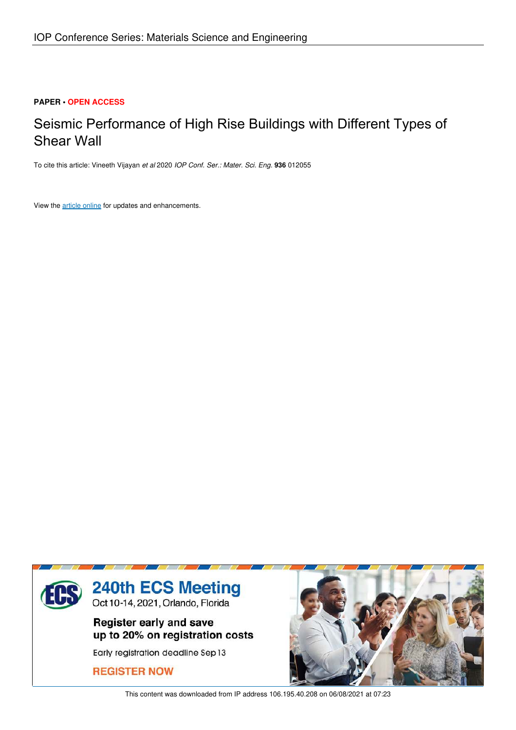IOP Conference Series: Materials Science and Engineering

**PAPER** • **OPEN ACCESS**

# Seismic Performance of High Rise Buildings with Different Types of Shear Wall

To cite this article: Vineeth Vijayan *et al* 2020 *IOP Conf. Ser.: Mater. Sci. Eng.* **936** 012055

View the article online for updates and enhancements.

240th ECS Meeting
Oct 10-14, 2021, Orlando, Florida

Register early and save up to 20% on registration costs

Early registration deadline Sep 13

REGISTER NOW

This content was downloaded from IP address 106.195.40.208 on 06/08/2021 at 07:23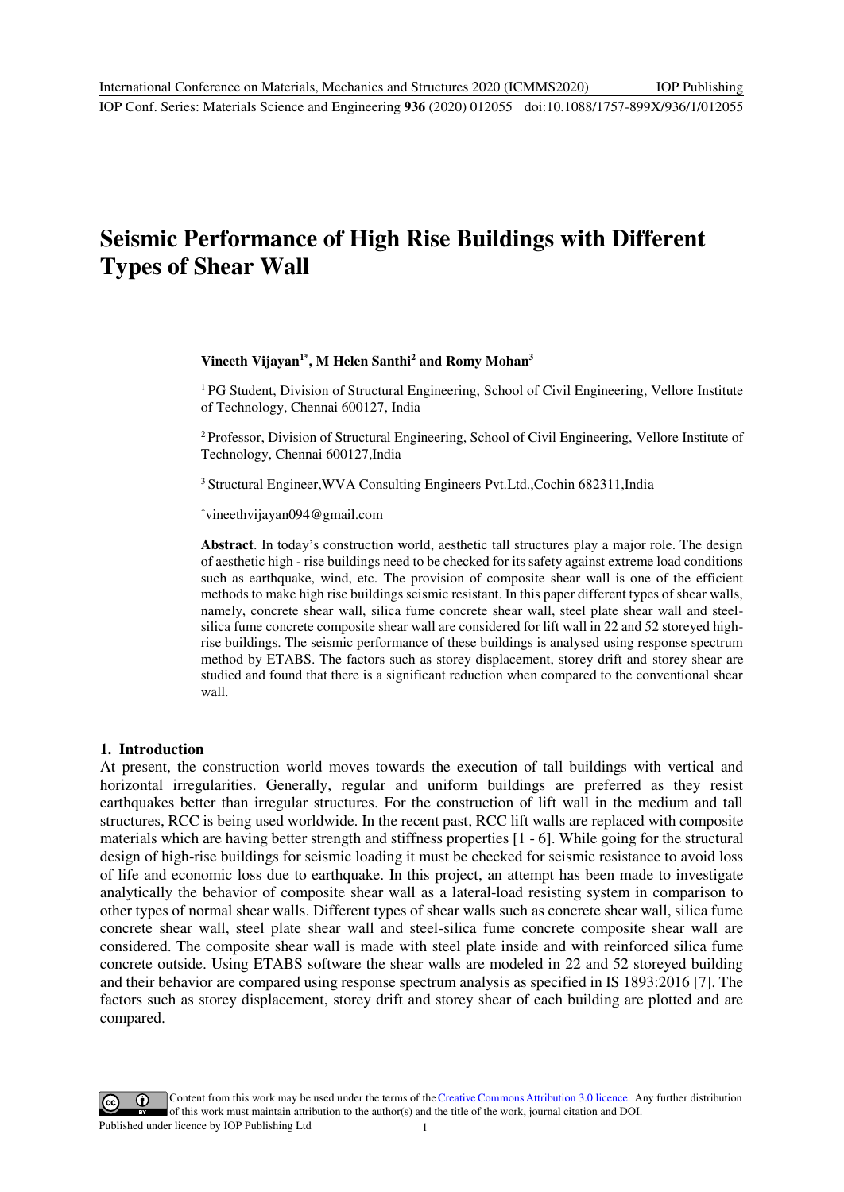# Seismic Performance of High Rise Buildings with Different Types of Shear Wall

**Vineeth Vijayan[1*], M Helen Santhi[2] and Romy Mohan[3]**

[1] PG Student, Division of Structural Engineering, School of Civil Engineering, Vellore Institute of Technology, Chennai 600127, India

[2] Professor, Division of Structural Engineering, School of Civil Engineering, Vellore Institute of Technology, Chennai 600127,India

[3] Structural Engineer,WVA Consulting Engineers Pvt.Ltd.,Cochin 682311,India

[*]vineethvijayan094@gmail.com

**Abstract**. In today's construction world, aesthetic tall structures play a major role. The design of aesthetic high - rise buildings need to be checked for its safety against extreme load conditions such as earthquake, wind, etc. The provision of composite shear wall is one of the efficient methods to make high rise buildings seismic resistant. In this paper different types of shear walls, namely, concrete shear wall, silica fume concrete shear wall, steel plate shear wall and steel-silica fume concrete composite shear wall are considered for lift wall in 22 and 52 storeyed high-rise buildings. The seismic performance of these buildings is analysed using response spectrum method by ETABS. The factors such as storey displacement, storey drift and storey shear are studied and found that there is a significant reduction when compared to the conventional shear wall.

## 1. Introduction

At present, the construction world moves towards the execution of tall buildings with vertical and horizontal irregularities. Generally, regular and uniform buildings are preferred as they resist earthquakes better than irregular structures. For the construction of lift wall in the medium and tall structures, RCC is being used worldwide. In the recent past, RCC lift walls are replaced with composite materials which are having better strength and stiffness properties [1 - 6]. While going for the structural design of high-rise buildings for seismic loading it must be checked for seismic resistance to avoid loss of life and economic loss due to earthquake. In this project, an attempt has been made to investigate analytically the behavior of composite shear wall as a lateral-load resisting system in comparison to other types of normal shear walls. Different types of shear walls such as concrete shear wall, silica fume concrete shear wall, steel plate shear wall and steel-silica fume concrete composite shear wall are considered. The composite shear wall is made with steel plate inside and with reinforced silica fume concrete outside. Using ETABS software the shear walls are modeled in 22 and 52 storeyed building and their behavior are compared using response spectrum analysis as specified in IS 1893:2016 [7]. The factors such as storey displacement, storey drift and storey shear of each building are plotted and are compared.

Content from this work may be used under the terms of the Creative Commons Attribution 3.0 licence. Any further distribution of this work must maintain attribution to the author(s) and the title of the work, journal citation and DOI.
Published under licence by IOP Publishing Ltd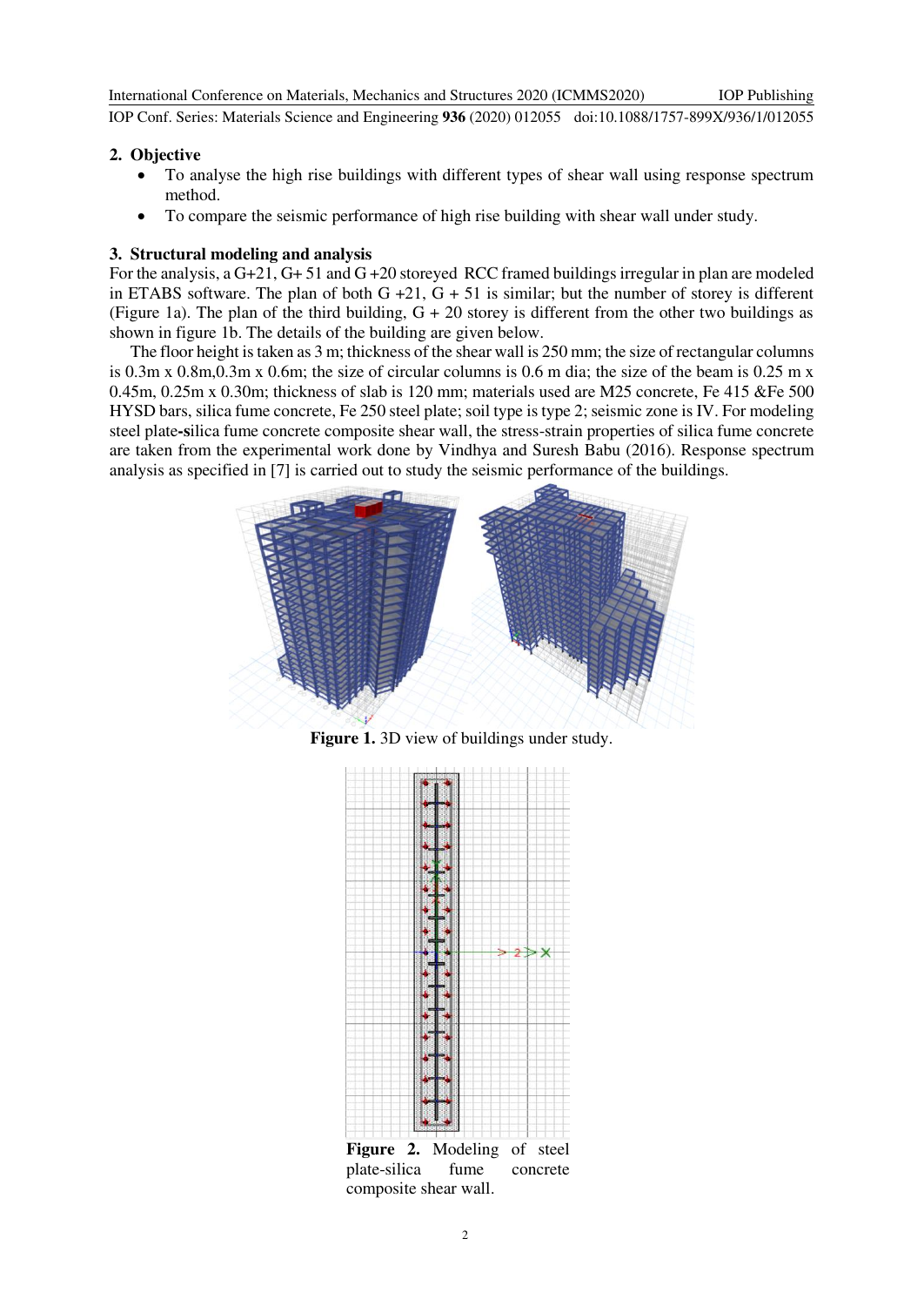## 2. Objective

- To analyse the high rise buildings with different types of shear wall using response spectrum method.
- To compare the seismic performance of high rise building with shear wall under study.

## 3. Structural modeling and analysis

For the analysis, a G+21, G+ 51 and G +20 storeyed RCC framed buildings irregular in plan are modeled in ETABS software. The plan of both G +21, G + 51 is similar; but the number of storey is different (Figure 1a). The plan of the third building, G + 20 storey is different from the other two buildings as shown in figure 1b. The details of the building are given below.

The floor height is taken as 3 m; thickness of the shear wall is 250 mm; the size of rectangular columns is 0.3m x 0.8m,0.3m x 0.6m; the size of circular columns is 0.6 m dia; the size of the beam is 0.25 m x 0.45m, 0.25m x 0.30m; thickness of slab is 120 mm; materials used are M25 concrete, Fe 415 &Fe 500 HYSD bars, silica fume concrete, Fe 250 steel plate; soil type is type 2; seismic zone is IV. For modeling steel plate-silica fume concrete composite shear wall, the stress-strain properties of silica fume concrete are taken from the experimental work done by Vindhya and Suresh Babu (2016). Response spectrum analysis as specified in [7] is carried out to study the seismic performance of the buildings.

**Figure 1.** 3D view of buildings under study.

**Figure 2.** Modeling of steel plate-silica fume concrete composite shear wall.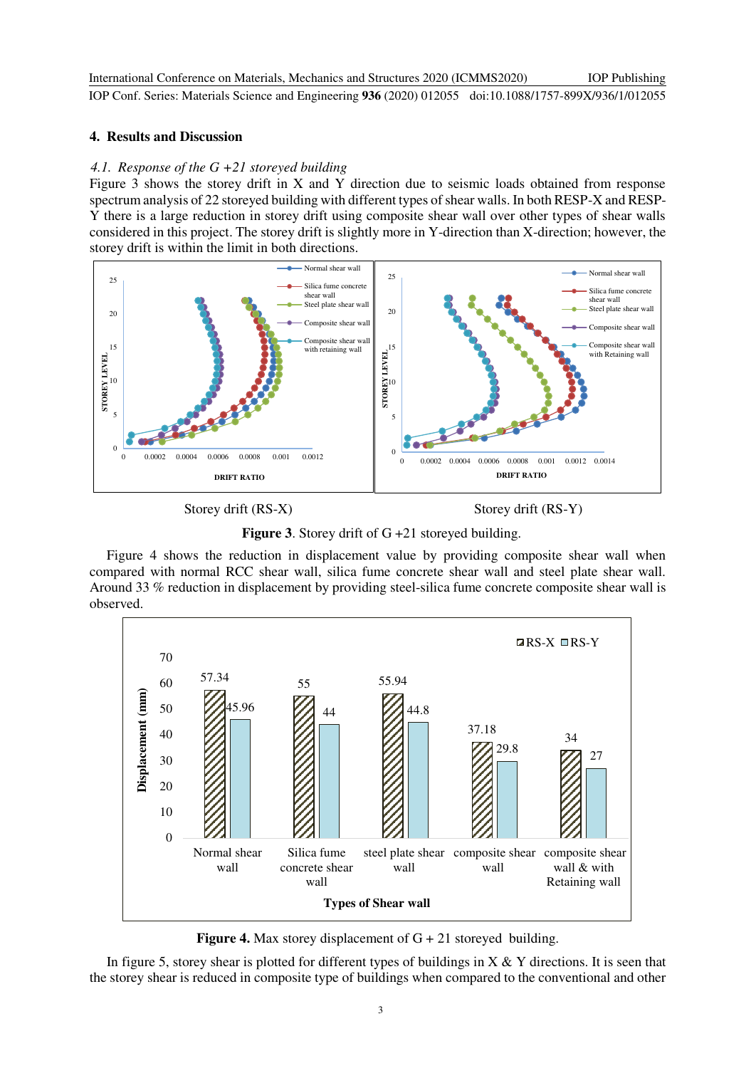## 4. Results and Discussion

### *4.1. Response of the G +21 storeyed building*

Figure 3 shows the storey drift in X and Y direction due to seismic loads obtained from response spectrum analysis of 22 storeyed building with different types of shear walls. In both RESP-X and RESP-Y there is a large reduction in storey drift using composite shear wall over other types of shear walls considered in this project. The storey drift is slightly more in Y-direction than X-direction; however, the storey drift is within the limit in both directions.

Storey drift (RS-X)    Storey drift (RS-Y)

**Figure 3**. Storey drift of G +21 storeyed building.

Figure 4 shows the reduction in displacement value by providing composite shear wall when compared with normal RCC shear wall, silica fume concrete shear wall and steel plate shear wall. Around 33 % reduction in displacement by providing steel-silica fume concrete composite shear wall is observed.

**Figure 4.** Max storey displacement of G + 21 storeyed building.

In figure 5, storey shear is plotted for different types of buildings in X & Y directions. It is seen that the storey shear is reduced in composite type of buildings when compared to the conventional and other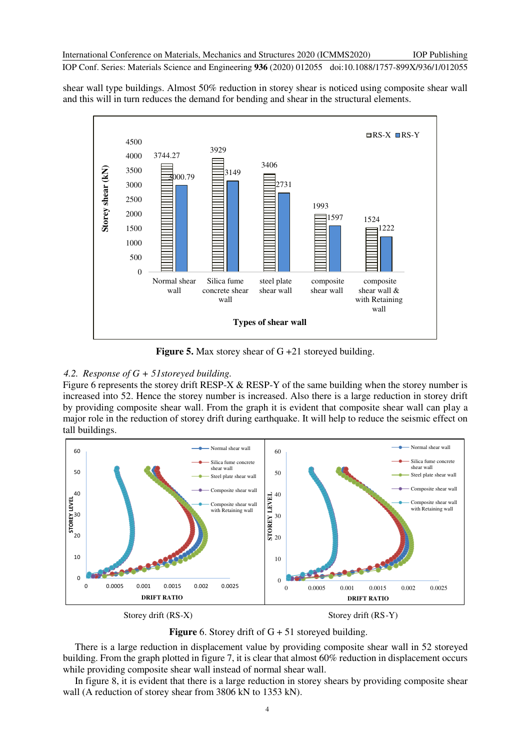shear wall type buildings. Almost 50% reduction in storey shear is noticed using composite shear wall and this will in turn reduces the demand for bending and shear in the structural elements.

**Figure 5.** Max storey shear of G +21 storeyed building.

### *4.2. Response of G + 51storeyed building.*

Figure 6 represents the storey drift RESP-X & RESP-Y of the same building when the storey number is increased into 52. Hence the storey number is increased. Also there is a large reduction in storey drift by providing composite shear wall. From the graph it is evident that composite shear wall can play a major role in the reduction of storey drift during earthquake. It will help to reduce the seismic effect on tall buildings.

Storey drift (RS-X) Storey drift (RS-Y)

**Figure** 6. Storey drift of G + 51 storeyed building.

There is a large reduction in displacement value by providing composite shear wall in 52 storeyed building. From the graph plotted in figure 7, it is clear that almost 60% reduction in displacement occurs while providing composite shear wall instead of normal shear wall.

In figure 8, it is evident that there is a large reduction in storey shears by providing composite shear wall (A reduction of storey shear from 3806 kN to 1353 kN).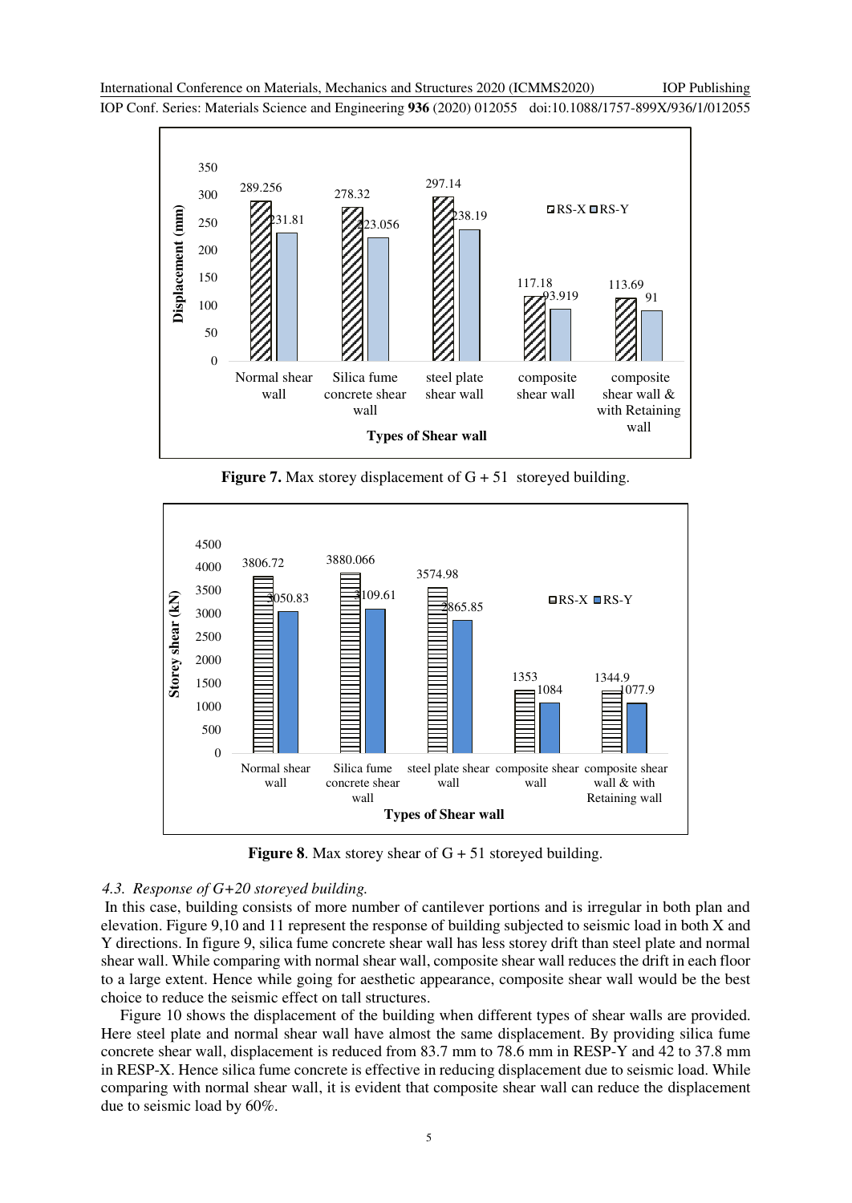**Figure 7.** Max storey displacement of G + 51 storeyed building.

**Figure 8**. Max storey shear of G + 51 storeyed building.

### *4.3. Response of G+20 storeyed building.*

In this case, building consists of more number of cantilever portions and is irregular in both plan and elevation. Figure 9,10 and 11 represent the response of building subjected to seismic load in both X and Y directions. In figure 9, silica fume concrete shear wall has less storey drift than steel plate and normal shear wall. While comparing with normal shear wall, composite shear wall reduces the drift in each floor to a large extent. Hence while going for aesthetic appearance, composite shear wall would be the best choice to reduce the seismic effect on tall structures.

Figure 10 shows the displacement of the building when different types of shear walls are provided. Here steel plate and normal shear wall have almost the same displacement. By providing silica fume concrete shear wall, displacement is reduced from 83.7 mm to 78.6 mm in RESP-Y and 42 to 37.8 mm in RESP-X. Hence silica fume concrete is effective in reducing displacement due to seismic load. While comparing with normal shear wall, it is evident that composite shear wall can reduce the displacement due to seismic load by 60%.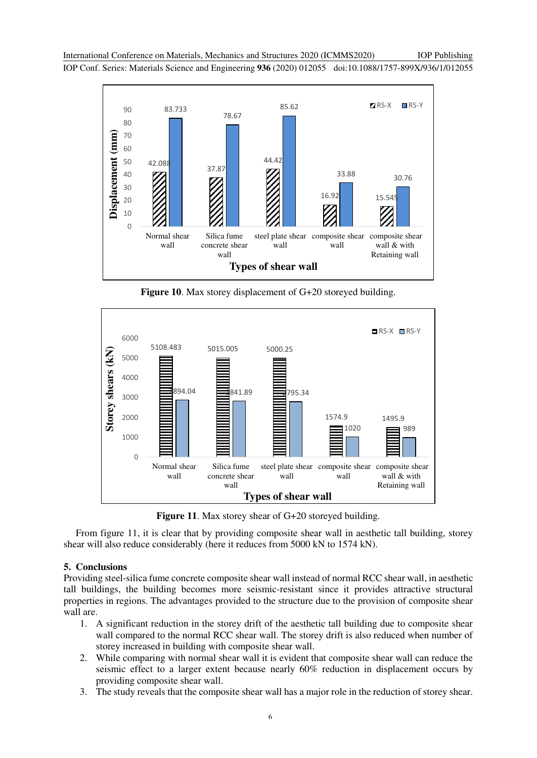Figure 10. Max storey displacement of G+20 storeyed building.

Figure 11. Max storey shear of G+20 storeyed building.

From figure 11, it is clear that by providing composite shear wall in aesthetic tall building, storey shear will also reduce considerably (here it reduces from 5000 kN to 1574 kN).

## 5. Conclusions

Providing steel-silica fume concrete composite shear wall instead of normal RCC shear wall, in aesthetic tall buildings, the building becomes more seismic-resistant since it provides attractive structural properties in regions. The advantages provided to the structure due to the provision of composite shear wall are.

1. A significant reduction in the storey drift of the aesthetic tall building due to composite shear wall compared to the normal RCC shear wall. The storey drift is also reduced when number of storey increased in building with composite shear wall.
2. While comparing with normal shear wall it is evident that composite shear wall can reduce the seismic effect to a larger extent because nearly 60% reduction in displacement occurs by providing composite shear wall.
3. The study reveals that the composite shear wall has a major role in the reduction of storey shear.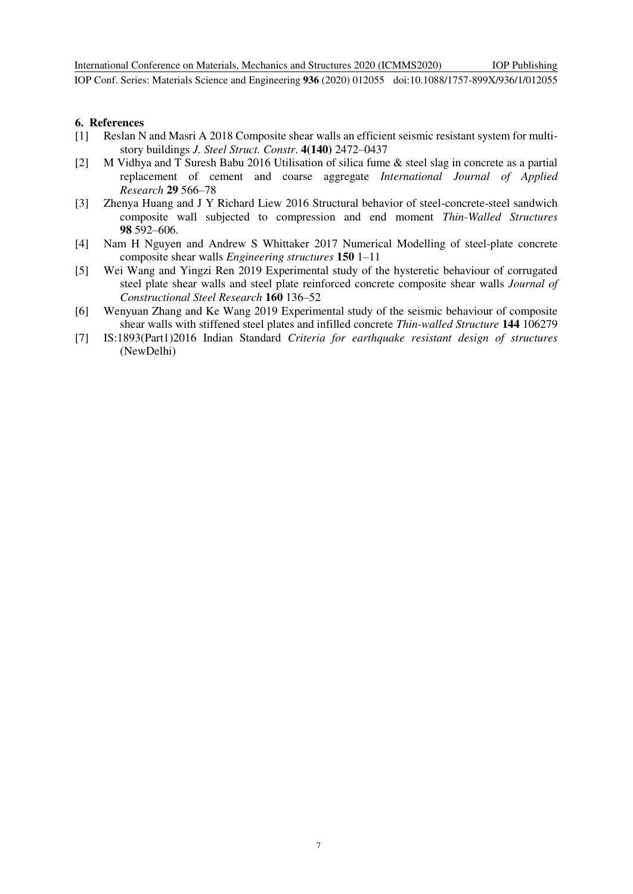## 6. References

[1] Reslan N and Masri A 2018 Composite shear walls an efficient seismic resistant system for multi-story buildings *J. Steel Struct. Constr*. **4(140)** 2472–0437

[2] M Vidhya and T Suresh Babu 2016 Utilisation of silica fume & steel slag in concrete as a partial replacement of cement and coarse aggregate *International Journal of Applied Research* **29** 566–78

[3] Zhenya Huang and J Y Richard Liew 2016 Structural behavior of steel-concrete-steel sandwich composite wall subjected to compression and end moment *Thin-Walled Structures* **98** 592–606.

[4] Nam H Nguyen and Andrew S Whittaker 2017 Numerical Modelling of steel-plate concrete composite shear walls *Engineering structures* **150** 1–11

[5] Wei Wang and Yingzi Ren 2019 Experimental study of the hysteretic behaviour of corrugated steel plate shear walls and steel plate reinforced concrete composite shear walls *Journal of Constructional Steel Research* **160** 136–52

[6] Wenyuan Zhang and Ke Wang 2019 Experimental study of the seismic behaviour of composite shear walls with stiffened steel plates and infilled concrete *Thin-walled Structure* **144** 106279

[7] IS:1893(Part1)2016 Indian Standard *Criteria for earthquake resistant design of structures* (NewDelhi)